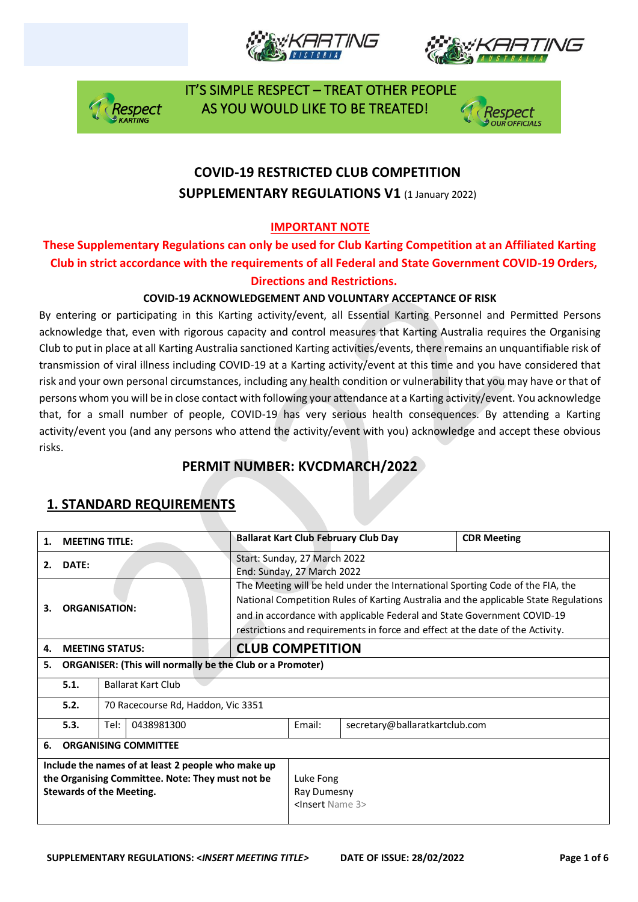IT'S SIMPLE RESPECT – TREAT OTHER PEOPLE AS YOU WOULD LIKE TO BE TREATED!

# COVID-19 RESTRICTED CLUB COMPETITION SUPPLEMENTARY REGULATIONS V1 (1 January 2022)

**IMPORTANT NOTE**

**These Supplementary Regulations can only be used for Club Karting Competition at an Affiliated Karting Club in strict accordance with the requirements of all Federal and State Government COVID-19 Orders, Directions and Restrictions.**

**COVID-19 ACKNOWLEDGEMENT AND VOLUNTARY ACCEPTANCE OF RISK**

By entering or participating in this Karting activity/event, all Essential Karting Personnel and Permitted Persons acknowledge that, even with rigorous capacity and control measures that Karting Australia requires the Organising Club to put in place at all Karting Australia sanctioned Karting activities/events, there remains an unquantifiable risk of transmission of viral illness including COVID-19 at a Karting activity/event at this time and you have considered that risk and your own personal circumstances, including any health condition or vulnerability that you may have or that of persons whom you will be in close contact with following your attendance at a Karting activity/event. You acknowledge that, for a small number of people, COVID-19 has very serious health consequences. By attending a Karting activity/event you (and any persons who attend the activity/event with you) acknowledge and accept these obvious risks.

## PERMIT NUMBER: KVCDMARCH/2022

## 1. STANDARD REQUIREMENTS

| | | | | |
|---|---|---|---|---|
| **1.** | **MEETING TITLE:** | | **Ballarat Kart Club February Club Day** | **CDR Meeting** |
| **2.** | **DATE:** | | Start: Sunday, 27 March 2022<br>End: Sunday, 27 March 2022 | |
| **3.** | **ORGANISATION:** | | The Meeting will be held under the International Sporting Code of the FIA, the National Competition Rules of Karting Australia and the applicable State Regulations and in accordance with applicable Federal and State Government COVID-19 restrictions and requirements in force and effect at the date of the Activity. | |
| **4.** | **MEETING STATUS:** | | **CLUB COMPETITION** | |
| **5.** | **ORGANISER: (This will normally be the Club or a Promoter)** | | | |
| | **5.1.** | Ballarat Kart Club | | |
| | **5.2.** | 70 Racecourse Rd, Haddon, Vic 3351 | | |
| | **5.3.** | Tel: 0438981300 | Email: | secretary@ballaratkartclub.com |
| **6.** | **ORGANISING COMMITTEE** | | | |
| **Include the names of at least 2 people who make up the Organising Committee. Note: They must not be Stewards of the Meeting.** | | | Luke Fong<br>Ray Dumesny<br><Insert Name 3> | |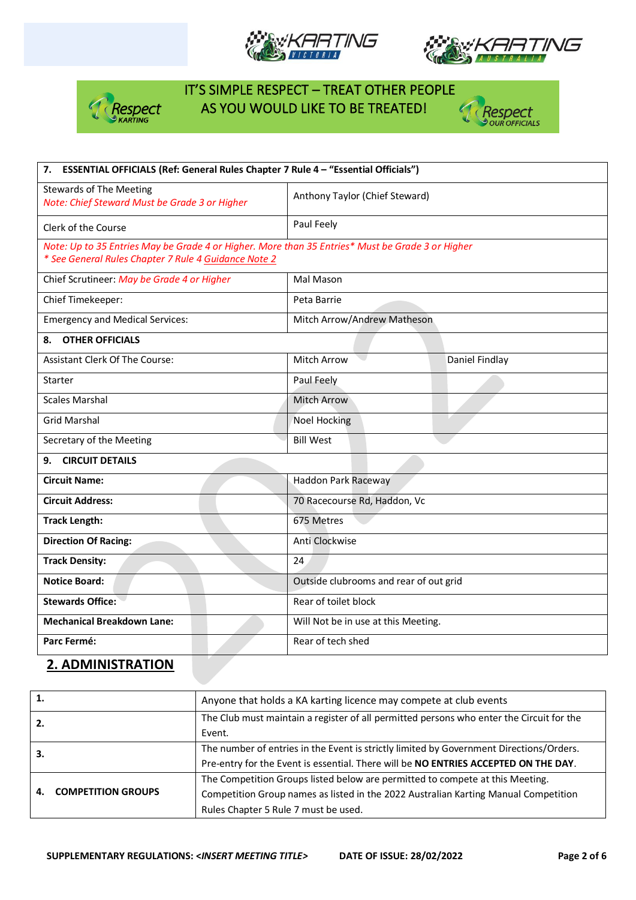IT'S SIMPLE RESPECT – TREAT OTHER PEOPLE AS YOU WOULD LIKE TO BE TREATED!

| **7. ESSENTIAL OFFICIALS (Ref: General Rules Chapter 7 Rule 4 – "Essential Officials")** | | |
|---|---|---|
| Stewards of The Meeting<br>*Note: Chief Steward Must be Grade 3 or Higher* | Anthony Taylor (Chief Steward) | |
| Clerk of the Course | Paul Feely | |
| *Note: Up to 35 Entries May be Grade 4 or Higher. More than 35 Entries* Must be Grade 3 or Higher*<br>** See General Rules Chapter 7 Rule 4 Guidance Note 2* | | |
| Chief Scrutineer: *May be Grade 4 or Higher* | Mal Mason | |
| Chief Timekeeper: | Peta Barrie | |
| Emergency and Medical Services: | Mitch Arrow/Andrew Matheson | |
| **8. OTHER OFFICIALS** | | |
| Assistant Clerk Of The Course: | Mitch Arrow | Daniel Findlay |
| Starter | Paul Feely | |
| Scales Marshal | Mitch Arrow | |
| Grid Marshal | Noel Hocking | |
| Secretary of the Meeting | Bill West | |
| **9. CIRCUIT DETAILS** | | |
| **Circuit Name:** | Haddon Park Raceway | |
| **Circuit Address:** | 70 Racecourse Rd, Haddon, Vc | |
| **Track Length:** | 675 Metres | |
| **Direction Of Racing:** | Anti Clockwise | |
| **Track Density:** | 24 | |
| **Notice Board:** | Outside clubrooms and rear of out grid | |
| **Stewards Office:** | Rear of toilet block | |
| **Mechanical Breakdown Lane:** | Will Not be in use at this Meeting. | |
| **Parc Fermé:** | Rear of tech shed | |

## 2. ADMINISTRATION

| | |
|---|---|
| **1.** | Anyone that holds a KA karting licence may compete at club events |
| **2.** | The Club must maintain a register of all permitted persons who enter the Circuit for the Event. |
| **3.** | The number of entries in the Event is strictly limited by Government Directions/Orders. Pre-entry for the Event is essential. There will be **NO ENTRIES ACCEPTED ON THE DAY**. |
| **4. COMPETITION GROUPS** | The Competition Groups listed below are permitted to compete at this Meeting. Competition Group names as listed in the 2022 Australian Karting Manual Competition Rules Chapter 5 Rule 7 must be used. |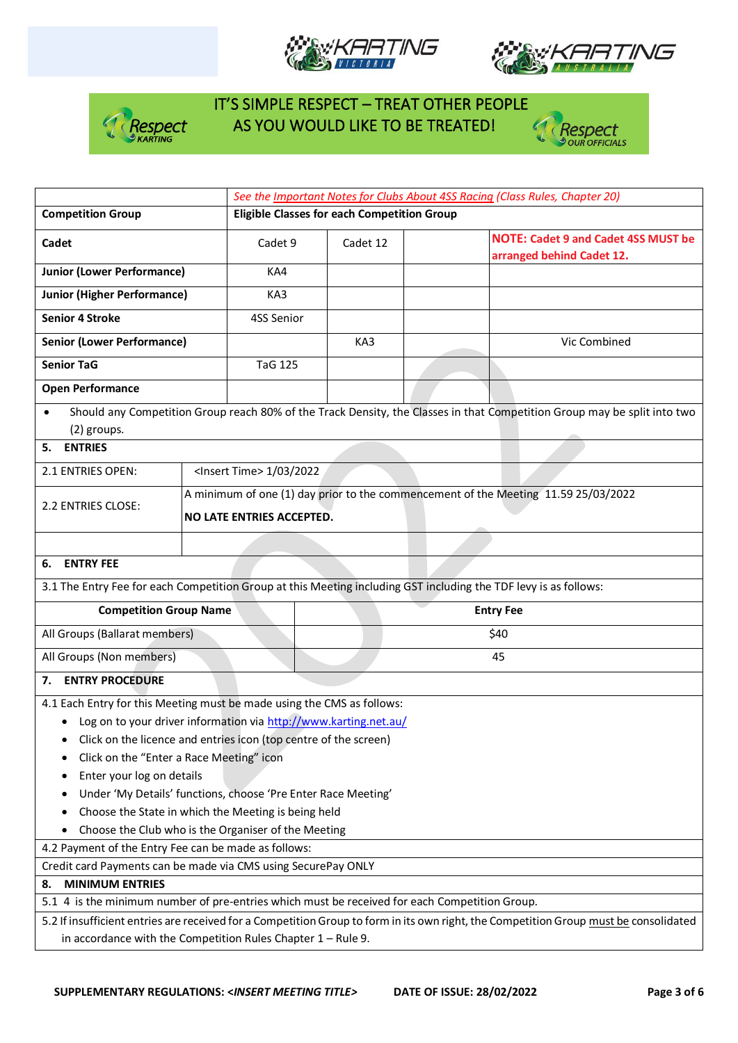IT'S SIMPLE RESPECT – TREAT OTHER PEOPLE AS YOU WOULD LIKE TO BE TREATED!

| | *See the Important Notes for Clubs About 4SS Racing (Class Rules, Chapter 20)* | | | |
|---|---|---|---|---|
| **Competition Group** | **Eligible Classes for each Competition Group** | | | |
| **Cadet** | Cadet 9 | Cadet 12 | | **NOTE: Cadet 9 and Cadet 4SS MUST be arranged behind Cadet 12.** |
| **Junior (Lower Performance)** | KA4 | | | |
| **Junior (Higher Performance)** | KA3 | | | |
| **Senior 4 Stroke** | 4SS Senior | | | |
| **Senior (Lower Performance)** | | KA3 | | Vic Combined |
| **Senior TaG** | TaG 125 | | | |
| **Open Performance** | | | | |

- Should any Competition Group reach 80% of the Track Density, the Classes in that Competition Group may be split into two (2) groups.

## 5. ENTRIES

| | |
|---|---|
| 2.1 ENTRIES OPEN: | <Insert Time> 1/03/2022 |
| 2.2 ENTRIES CLOSE: | A minimum of one (1) day prior to the commencement of the Meeting 11.59 25/03/2022<br>**NO LATE ENTRIES ACCEPTED.** |
| | |

## 6. ENTRY FEE

3.1 The Entry Fee for each Competition Group at this Meeting including GST including the TDF levy is as follows:

| Competition Group Name | Entry Fee |
|---|---|
| All Groups (Ballarat members) | $40 |
| All Groups (Non members) | 45 |

## 7. ENTRY PROCEDURE

4.1 Each Entry for this Meeting must be made using the CMS as follows:

- Log on to your driver information via http://www.karting.net.au/
- Click on the licence and entries icon (top centre of the screen)
- Click on the "Enter a Race Meeting" icon
- Enter your log on details
- Under 'My Details' functions, choose 'Pre Enter Race Meeting'
- Choose the State in which the Meeting is being held
- Choose the Club who is the Organiser of the Meeting

4.2 Payment of the Entry Fee can be made as follows:

Credit card Payments can be made via CMS using SecurePay ONLY

## 8. MINIMUM ENTRIES

5.1 4 is the minimum number of pre-entries which must be received for each Competition Group.

5.2 If insufficient entries are received for a Competition Group to form in its own right, the Competition Group must be consolidated in accordance with the Competition Rules Chapter 1 – Rule 9.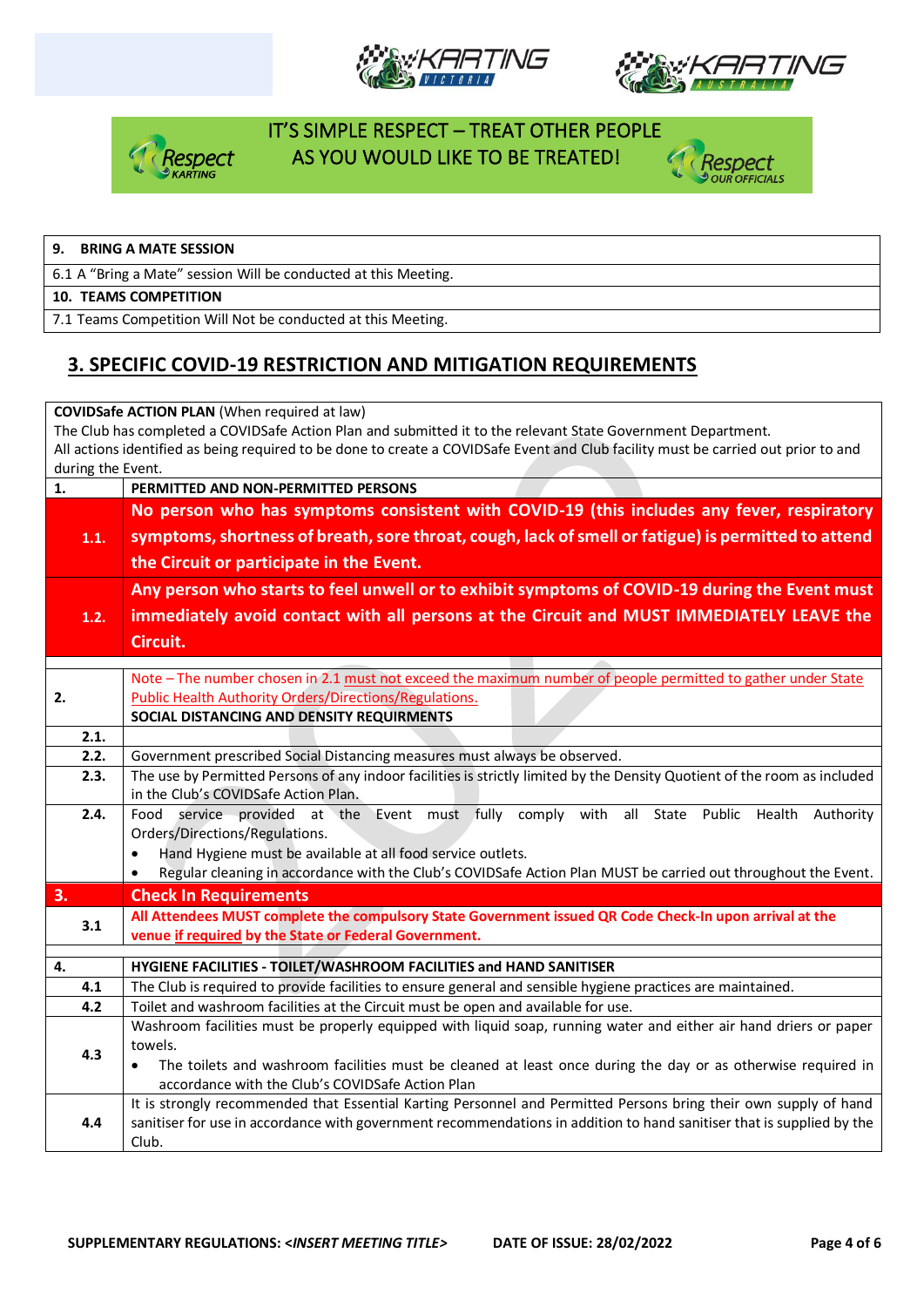IT'S SIMPLE RESPECT – TREAT OTHER PEOPLE AS YOU WOULD LIKE TO BE TREATED!

| **9. BRING A MATE SESSION** |
|---|
| 6.1 A "Bring a Mate" session Will be conducted at this Meeting. |
| **10. TEAMS COMPETITION** |
| 7.1 Teams Competition Will Not be conducted at this Meeting. |

## 3. SPECIFIC COVID-19 RESTRICTION AND MITIGATION REQUIREMENTS

**COVIDSafe ACTION PLAN** (When required at law)
The Club has completed a COVIDSafe Action Plan and submitted it to the relevant State Government Department.
All actions identified as being required to be done to create a COVIDSafe Event and Club facility must be carried out prior to and during the Event.

| | |
|---|---|
| **1.** | **PERMITTED AND NON-PERMITTED PERSONS** |
| **1.1.** | **No person who has symptoms consistent with COVID-19 (this includes any fever, respiratory symptoms, shortness of breath, sore throat, cough, lack of smell or fatigue) is permitted to attend the Circuit or participate in the Event.** |
| **1.2.** | **Any person who starts to feel unwell or to exhibit symptoms of COVID-19 during the Event must immediately avoid contact with all persons at the Circuit and MUST IMMEDIATELY LEAVE the Circuit.** |
| **2.** | Note – The number chosen in 2.1 must not exceed the maximum number of people permitted to gather under State Public Health Authority Orders/Directions/Regulations.<br>**SOCIAL DISTANCING AND DENSITY REQUIRMENTS** |
| **2.1.** | |
| **2.2.** | Government prescribed Social Distancing measures must always be observed. |
| **2.3.** | The use by Permitted Persons of any indoor facilities is strictly limited by the Density Quotient of the room as included in the Club's COVIDSafe Action Plan. |
| **2.4.** | Food service provided at the Event must fully comply with all State Public Health Authority Orders/Directions/Regulations.<br>• Hand Hygiene must be available at all food service outlets.<br>• Regular cleaning in accordance with the Club's COVIDSafe Action Plan MUST be carried out throughout the Event. |
| **3.** | **Check In Requirements** |
| **3.1** | **All Attendees MUST complete the compulsory State Government issued QR Code Check-In upon arrival at the venue if required by the State or Federal Government.** |
| **4.** | **HYGIENE FACILITIES - TOILET/WASHROOM FACILITIES and HAND SANITISER** |
| **4.1** | The Club is required to provide facilities to ensure general and sensible hygiene practices are maintained. |
| **4.2** | Toilet and washroom facilities at the Circuit must be open and available for use. |
| **4.3** | Washroom facilities must be properly equipped with liquid soap, running water and either air hand driers or paper towels.<br>• The toilets and washroom facilities must be cleaned at least once during the day or as otherwise required in accordance with the Club's COVIDSafe Action Plan |
| **4.4** | It is strongly recommended that Essential Karting Personnel and Permitted Persons bring their own supply of hand sanitiser for use in accordance with government recommendations in addition to hand sanitiser that is supplied by the Club. |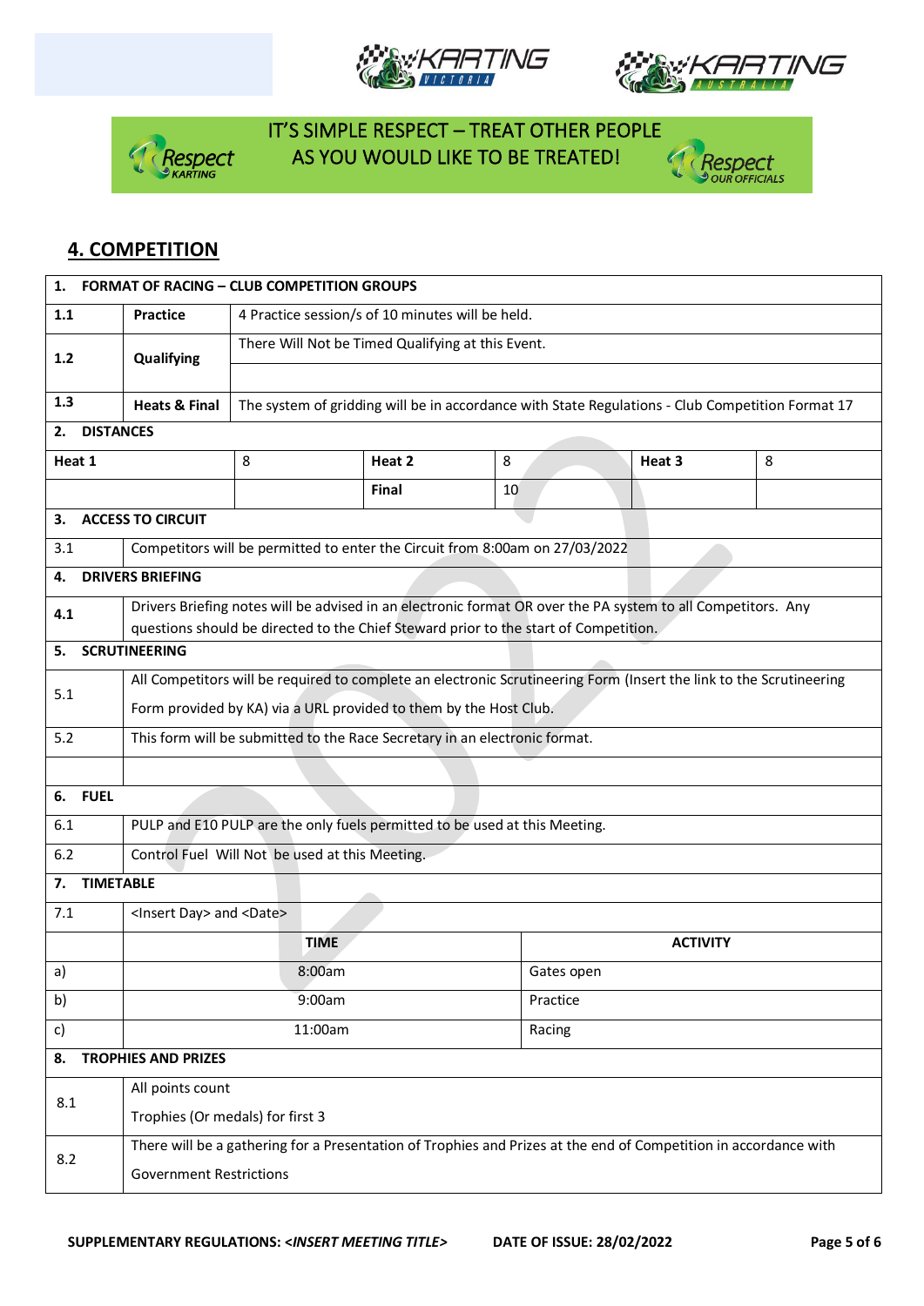IT'S SIMPLE RESPECT – TREAT OTHER PEOPLE AS YOU WOULD LIKE TO BE TREATED!

## 4. COMPETITION

| 1. FORMAT OF RACING – CLUB COMPETITION GROUPS | | | | | |
|---|---|---|---|---|---|
| 1.1 | **Practice** | 4 Practice session/s of 10 minutes will be held. | | | |
| 1.2 | **Qualifying** | There Will Not be Timed Qualifying at this Event. | | | |
| 1.3 | **Heats & Final** | The system of gridding will be in accordance with State Regulations - Club Competition Format 17 | | | |

**2. DISTANCES**

| Heat 1 | 8 | Heat 2 | 8 | Heat 3 | 8 |
|---|---|---|---|---|---|
| | | **Final** | 10 | | |

**3. ACCESS TO CIRCUIT**

| | |
|---|---|
| 3.1 | Competitors will be permitted to enter the Circuit from 8:00am on 27/03/2022 |

**4. DRIVERS BRIEFING**

| | |
|---|---|
| 4.1 | Drivers Briefing notes will be advised in an electronic format OR over the PA system to all Competitors. Any questions should be directed to the Chief Steward prior to the start of Competition. |

**5. SCRUTINEERING**

| | |
|---|---|
| 5.1 | All Competitors will be required to complete an electronic Scrutineering Form (Insert the link to the Scrutineering Form provided by KA) via a URL provided to them by the Host Club. |
| 5.2 | This form will be submitted to the Race Secretary in an electronic format. |

**6. FUEL**

| | |
|---|---|
| 6.1 | PULP and E10 PULP are the only fuels permitted to be used at this Meeting. |
| 6.2 | Control Fuel Will Not be used at this Meeting. |

**7. TIMETABLE**

| | | |
|---|---|---|
| 7.1 | <Insert Day> and <Date> | |
| | **TIME** | **ACTIVITY** |
| a) | 8:00am | Gates open |
| b) | 9:00am | Practice |
| c) | 11:00am | Racing |

**8. TROPHIES AND PRIZES**

| | |
|---|---|
| 8.1 | All points count<br>Trophies (Or medals) for first 3 |
| 8.2 | There will be a gathering for a Presentation of Trophies and Prizes at the end of Competition in accordance with Government Restrictions |

**SUPPLEMENTARY REGULATIONS: <*INSERT MEETING TITLE*>** **DATE OF ISSUE: 28/02/2022**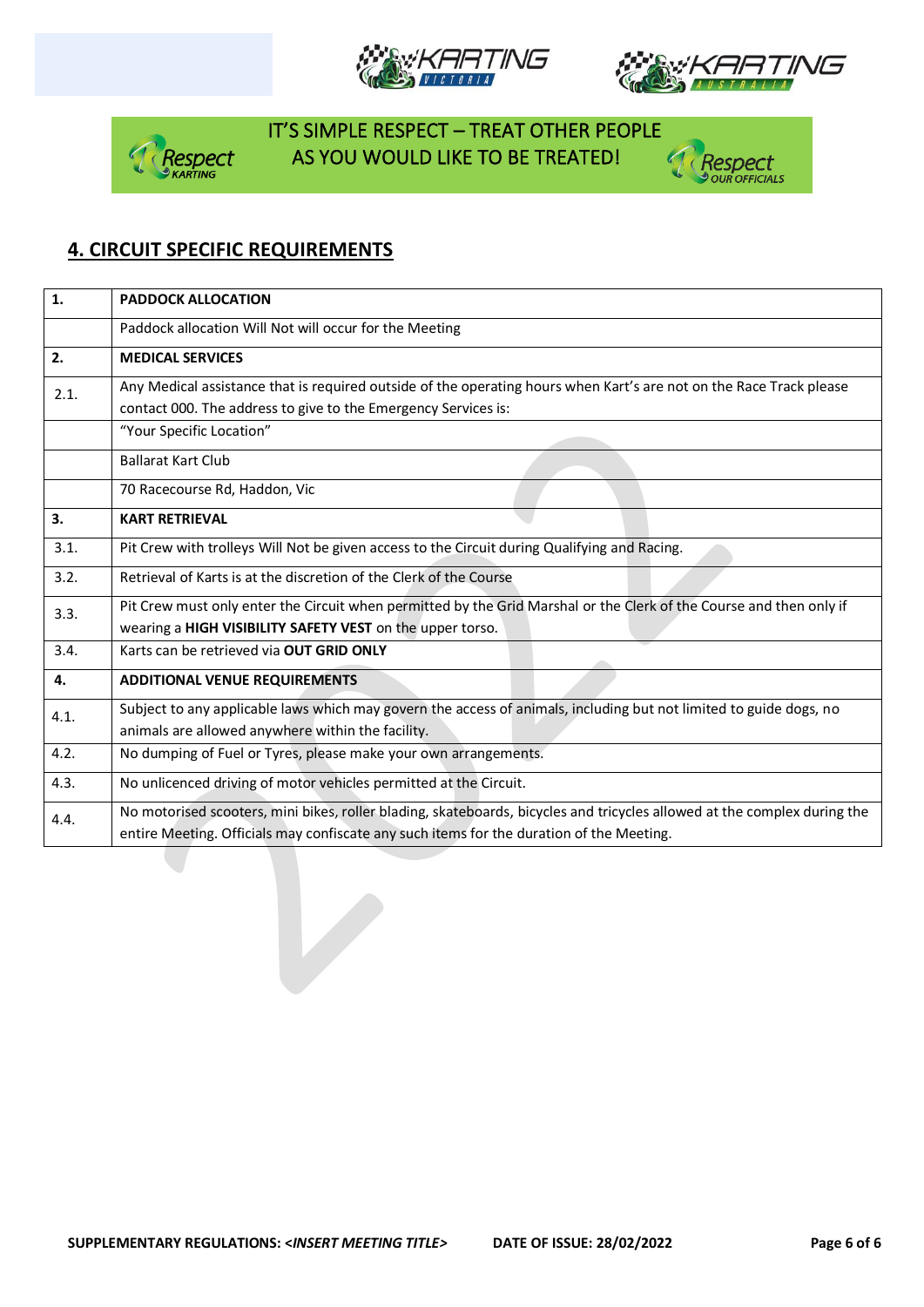IT'S SIMPLE RESPECT – TREAT OTHER PEOPLE AS YOU WOULD LIKE TO BE TREATED!

## 4. CIRCUIT SPECIFIC REQUIREMENTS

| | |
|---|---|
| **1.** | **PADDOCK ALLOCATION** |
| | Paddock allocation Will Not will occur for the Meeting |
| **2.** | **MEDICAL SERVICES** |
| 2.1. | Any Medical assistance that is required outside of the operating hours when Kart's are not on the Race Track please contact 000. The address to give to the Emergency Services is: |
| | "Your Specific Location" |
| | Ballarat Kart Club |
| | 70 Racecourse Rd, Haddon, Vic |
| **3.** | **KART RETRIEVAL** |
| 3.1. | Pit Crew with trolleys Will Not be given access to the Circuit during Qualifying and Racing. |
| 3.2. | Retrieval of Karts is at the discretion of the Clerk of the Course |
| 3.3. | Pit Crew must only enter the Circuit when permitted by the Grid Marshal or the Clerk of the Course and then only if wearing a **HIGH VISIBILITY SAFETY VEST** on the upper torso. |
| 3.4. | Karts can be retrieved via **OUT GRID ONLY** |
| **4.** | **ADDITIONAL VENUE REQUIREMENTS** |
| 4.1. | Subject to any applicable laws which may govern the access of animals, including but not limited to guide dogs, no animals are allowed anywhere within the facility. |
| 4.2. | No dumping of Fuel or Tyres, please make your own arrangements. |
| 4.3. | No unlicenced driving of motor vehicles permitted at the Circuit. |
| 4.4. | No motorised scooters, mini bikes, roller blading, skateboards, bicycles and tricycles allowed at the complex during the entire Meeting. Officials may confiscate any such items for the duration of the Meeting. |